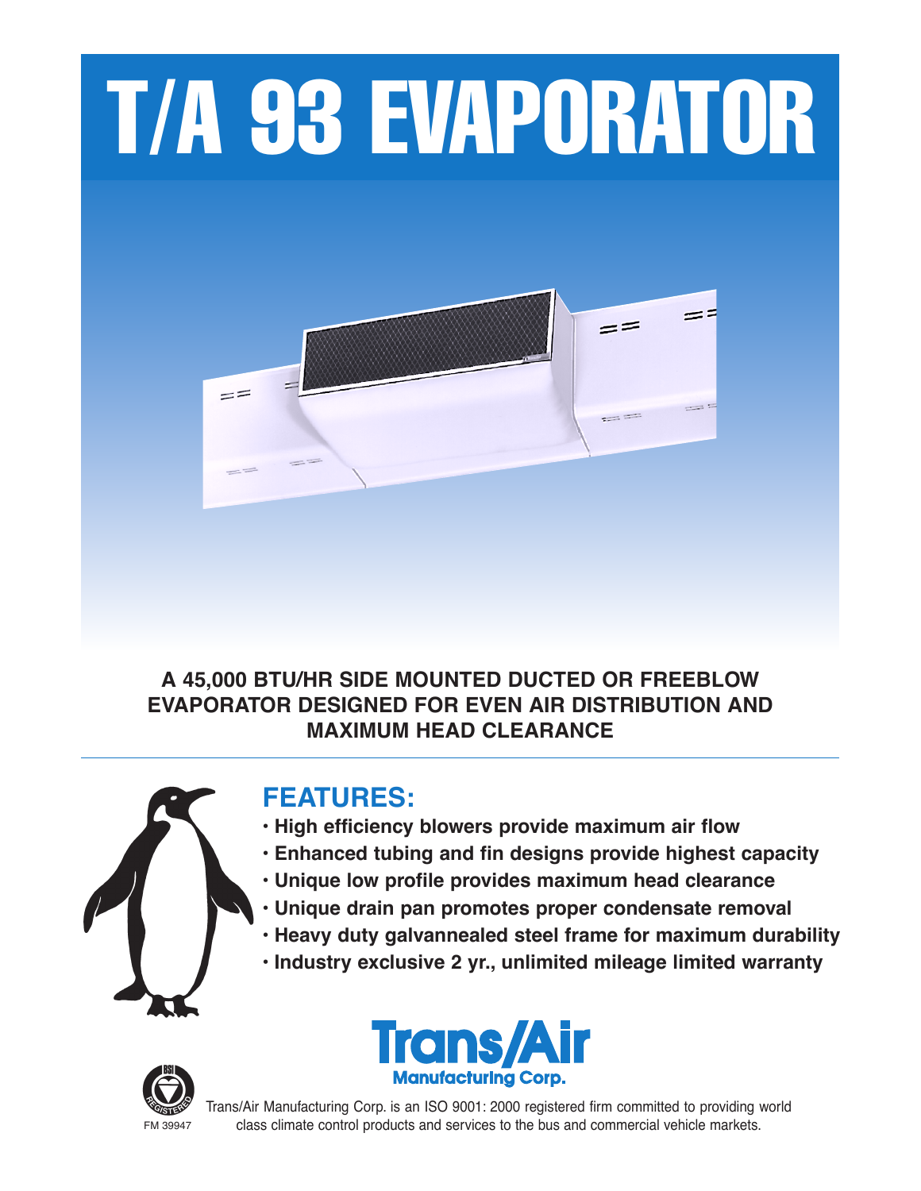# T/A 93 EVAPORATOR

**A 45,000 BTU/HR SIDE MOUNTED DUCTED OR FREEBLOW EVAPORATOR DESIGNED FOR EVEN AIR DISTRIBUTION AND MAXIMUM HEAD CLEARANCE**

## FEATURES:

- **High efficiency blowers provide maximum air flow**
- **Enhanced tubing and fin designs provide highest capacity**
- **Unique low profile provides maximum head clearance**
- **Unique drain pan promotes proper condensate removal**
- **Heavy duty galvannealed steel frame for maximum durability**
- **Industry exclusive 2 yr., unlimited mileage limited warranty**

Trans/Air Manufacturing Corp.

FM 39947

Trans/Air Manufacturing Corp. is an ISO 9001: 2000 registered firm committed to providing world class climate control products and services to the bus and commercial vehicle markets.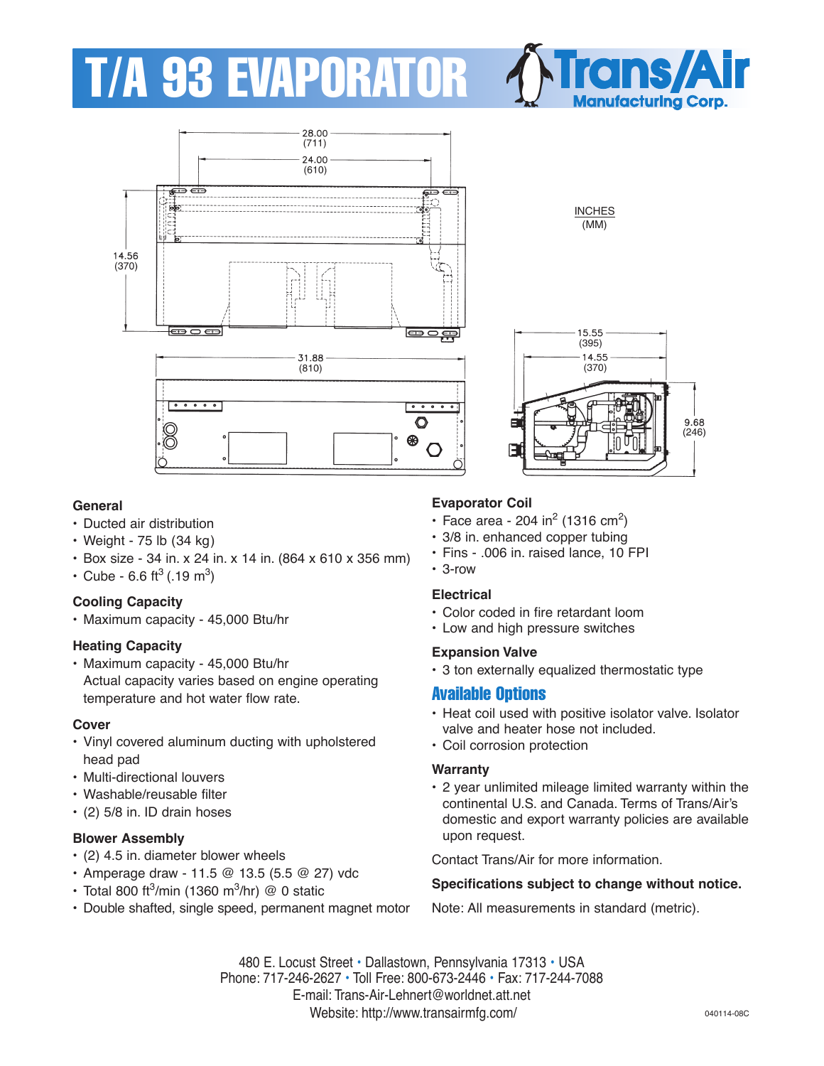# T/A 93 EVAPORATOR

Trans/Air Manufacturing Corp.

28.00
(711)
24.00
(610)
14.56
(370)
INCHES
(MM)
31.88
(810)
15.55
(395)
14.55
(370)
9.68
(246)

### General

- Ducted air distribution
- Weight - 75 lb (34 kg)
- Box size - 34 in. x 24 in. x 14 in. (864 x 610 x 356 mm)
- Cube - 6.6 $ft^3$ (.19 $m^3$)

### Cooling Capacity

- Maximum capacity - 45,000 Btu/hr

### Heating Capacity

- Maximum capacity - 45,000 Btu/hr
  Actual capacity varies based on engine operating temperature and hot water flow rate.

### Cover

- Vinyl covered aluminum ducting with upholstered head pad
- Multi-directional louvers
- Washable/reusable filter
- (2) 5/8 in. ID drain hoses

### Blower Assembly

- (2) 4.5 in. diameter blower wheels
- Amperage draw - 11.5 @ 13.5 (5.5 @ 27) vdc
- Total 800 $ft^3$/min (1360 $m^3$/hr) @ 0 static
- Double shafted, single speed, permanent magnet motor

### Evaporator Coil

- Face area - 204 $in^2$ (1316 $cm^2$)
- 3/8 in. enhanced copper tubing
- Fins - .006 in. raised lance, 10 FPI
- 3-row

### Electrical

- Color coded in fire retardant loom
- Low and high pressure switches

### Expansion Valve

- 3 ton externally equalized thermostatic type

## Available Options

- Heat coil used with positive isolator valve. Isolator valve and heater hose not included.
- Coil corrosion protection

### Warranty

- 2 year unlimited mileage limited warranty within the continental U.S. and Canada. Terms of Trans/Air's domestic and export warranty policies are available upon request.

Contact Trans/Air for more information.

**Specifications subject to change without notice.**

Note: All measurements in standard (metric).

480 E. Locust Street • Dallastown, Pennsylvania 17313 • USA
Phone: 717-246-2627 • Toll Free: 800-673-2446 • Fax: 717-244-7088
E-mail: Trans-Air-Lehnert@worldnet.att.net
Website: http://www.transairmfg.com/

040114-08C